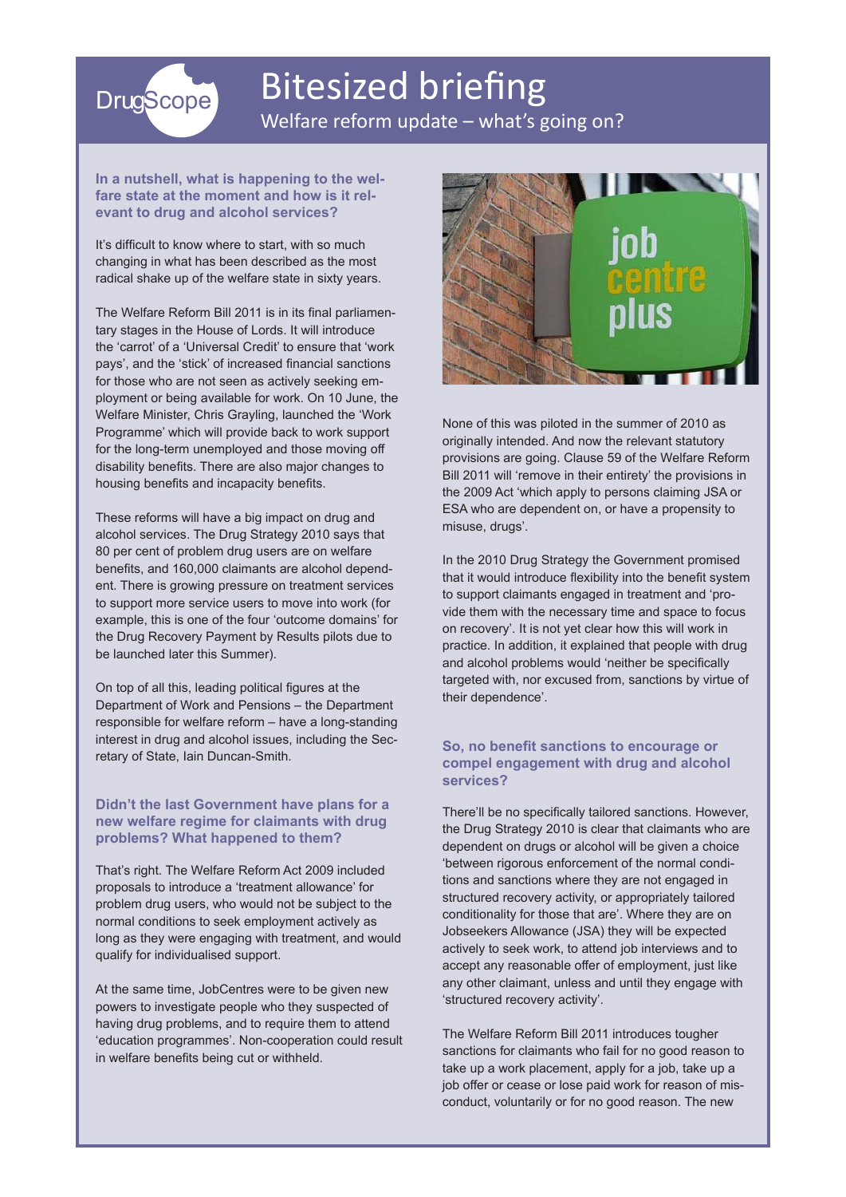# Bitesized briefing

## Welfare reform update – what's going on?

### In a nutshell, what is happening to the welfare state at the moment and how is it relevant to drug and alcohol services?

It's difficult to know where to start, with so much changing in what has been described as the most radical shake up of the welfare state in sixty years.

The Welfare Reform Bill 2011 is in its final parliamentary stages in the House of Lords. It will introduce the 'carrot' of a 'Universal Credit' to ensure that 'work pays', and the 'stick' of increased financial sanctions for those who are not seen as actively seeking employment or being available for work. On 10 June, the Welfare Minister, Chris Grayling, launched the 'Work Programme' which will provide back to work support for the long-term unemployed and those moving off disability benefits. There are also major changes to housing benefits and incapacity benefits.

These reforms will have a big impact on drug and alcohol services. The Drug Strategy 2010 says that 80 per cent of problem drug users are on welfare benefits, and 160,000 claimants are alcohol dependent. There is growing pressure on treatment services to support more service users to move into work (for example, this is one of the four 'outcome domains' for the Drug Recovery Payment by Results pilots due to be launched later this Summer).

On top of all this, leading political figures at the Department of Work and Pensions – the Department responsible for welfare reform – have a long-standing interest in drug and alcohol issues, including the Secretary of State, Iain Duncan-Smith.

### Didn't the last Government have plans for a new welfare regime for claimants with drug problems? What happened to them?

That's right. The Welfare Reform Act 2009 included proposals to introduce a 'treatment allowance' for problem drug users, who would not be subject to the normal conditions to seek employment actively as long as they were engaging with treatment, and would qualify for individualised support.

At the same time, JobCentres were to be given new powers to investigate people who they suspected of having drug problems, and to require them to attend 'education programmes'. Non-cooperation could result in welfare benefits being cut or withheld.

None of this was piloted in the summer of 2010 as originally intended. And now the relevant statutory provisions are going. Clause 59 of the Welfare Reform Bill 2011 will 'remove in their entirety' the provisions in the 2009 Act 'which apply to persons claiming JSA or ESA who are dependent on, or have a propensity to misuse, drugs'.

In the 2010 Drug Strategy the Government promised that it would introduce flexibility into the benefit system to support claimants engaged in treatment and 'provide them with the necessary time and space to focus on recovery'. It is not yet clear how this will work in practice. In addition, it explained that people with drug and alcohol problems would 'neither be specifically targeted with, nor excused from, sanctions by virtue of their dependence'.

### So, no benefit sanctions to encourage or compel engagement with drug and alcohol services?

There'll be no specifically tailored sanctions. However, the Drug Strategy 2010 is clear that claimants who are dependent on drugs or alcohol will be given a choice 'between rigorous enforcement of the normal conditions and sanctions where they are not engaged in structured recovery activity, or appropriately tailored conditionality for those that are'. Where they are on Jobseekers Allowance (JSA) they will be expected actively to seek work, to attend job interviews and to accept any reasonable offer of employment, just like any other claimant, unless and until they engage with 'structured recovery activity'.

The Welfare Reform Bill 2011 introduces tougher sanctions for claimants who fail for no good reason to take up a work placement, apply for a job, take up a job offer or cease or lose paid work for reason of misconduct, voluntarily or for no good reason. The new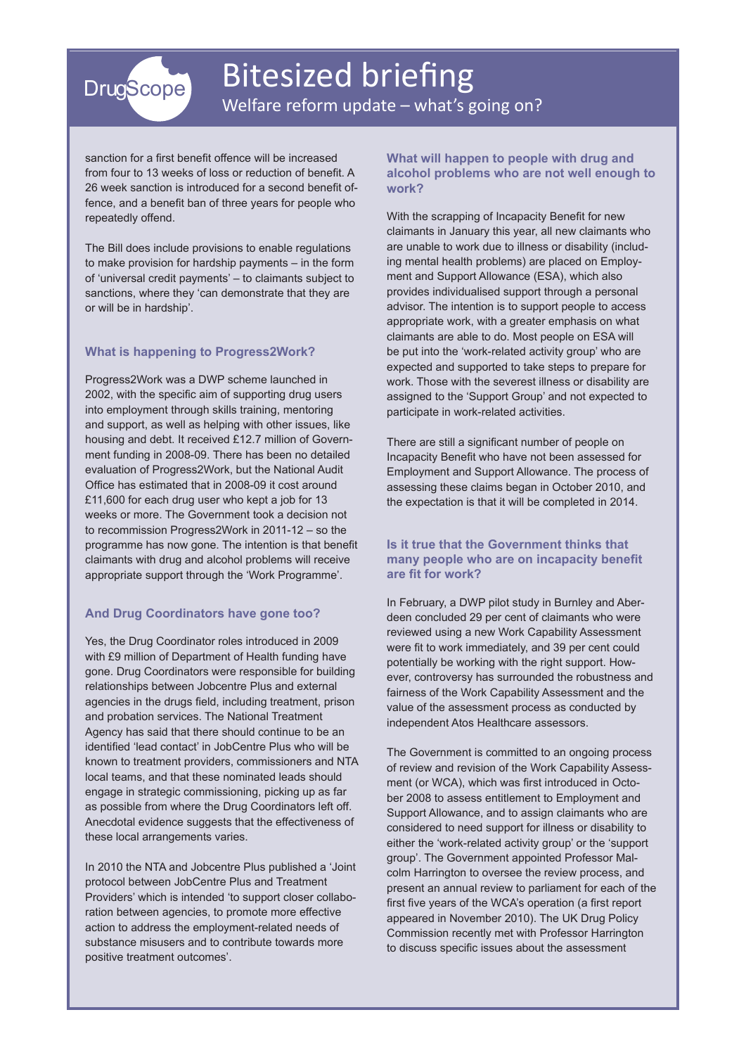sanction for a first benefit offence will be increased from four to 13 weeks of loss or reduction of benefit. A 26 week sanction is introduced for a second benefit offence, and a benefit ban of three years for people who repeatedly offend.

The Bill does include provisions to enable regulations to make provision for hardship payments – in the form of 'universal credit payments' – to claimants subject to sanctions, where they 'can demonstrate that they are or will be in hardship'.

### What is happening to Progress2Work?

Progress2Work was a DWP scheme launched in 2002, with the specific aim of supporting drug users into employment through skills training, mentoring and support, as well as helping with other issues, like housing and debt. It received £12.7 million of Government funding in 2008-09. There has been no detailed evaluation of Progress2Work, but the National Audit Office has estimated that in 2008-09 it cost around £11,600 for each drug user who kept a job for 13 weeks or more. The Government took a decision not to recommission Progress2Work in 2011-12 – so the programme has now gone. The intention is that benefit claimants with drug and alcohol problems will receive appropriate support through the 'Work Programme'.

### And Drug Coordinators have gone too?

Yes, the Drug Coordinator roles introduced in 2009 with £9 million of Department of Health funding have gone. Drug Coordinators were responsible for building relationships between Jobcentre Plus and external agencies in the drugs field, including treatment, prison and probation services. The National Treatment Agency has said that there should continue to be an identified 'lead contact' in JobCentre Plus who will be known to treatment providers, commissioners and NTA local teams, and that these nominated leads should engage in strategic commissioning, picking up as far as possible from where the Drug Coordinators left off. Anecdotal evidence suggests that the effectiveness of these local arrangements varies.

In 2010 the NTA and Jobcentre Plus published a 'Joint protocol between JobCentre Plus and Treatment Providers' which is intended 'to support closer collaboration between agencies, to promote more effective action to address the employment-related needs of substance misusers and to contribute towards more positive treatment outcomes'.

### What will happen to people with drug and alcohol problems who are not well enough to work?

With the scrapping of Incapacity Benefit for new claimants in January this year, all new claimants who are unable to work due to illness or disability (including mental health problems) are placed on Employment and Support Allowance (ESA), which also provides individualised support through a personal advisor. The intention is to support people to access appropriate work, with a greater emphasis on what claimants are able to do. Most people on ESA will be put into the 'work-related activity group' who are expected and supported to take steps to prepare for work. Those with the severest illness or disability are assigned to the 'Support Group' and not expected to participate in work-related activities.

There are still a significant number of people on Incapacity Benefit who have not been assessed for Employment and Support Allowance. The process of assessing these claims began in October 2010, and the expectation is that it will be completed in 2014.

### Is it true that the Government thinks that many people who are on incapacity benefit are fit for work?

In February, a DWP pilot study in Burnley and Aberdeen concluded 29 per cent of claimants who were reviewed using a new Work Capability Assessment were fit to work immediately, and 39 per cent could potentially be working with the right support. However, controversy has surrounded the robustness and fairness of the Work Capability Assessment and the value of the assessment process as conducted by independent Atos Healthcare assessors.

The Government is committed to an ongoing process of review and revision of the Work Capability Assessment (or WCA), which was first introduced in October 2008 to assess entitlement to Employment and Support Allowance, and to assign claimants who are considered to need support for illness or disability to either the 'work-related activity group' or the 'support group'. The Government appointed Professor Malcolm Harrington to oversee the review process, and present an annual review to parliament for each of the first five years of the WCA's operation (a first report appeared in November 2010). The UK Drug Policy Commission recently met with Professor Harrington to discuss specific issues about the assessment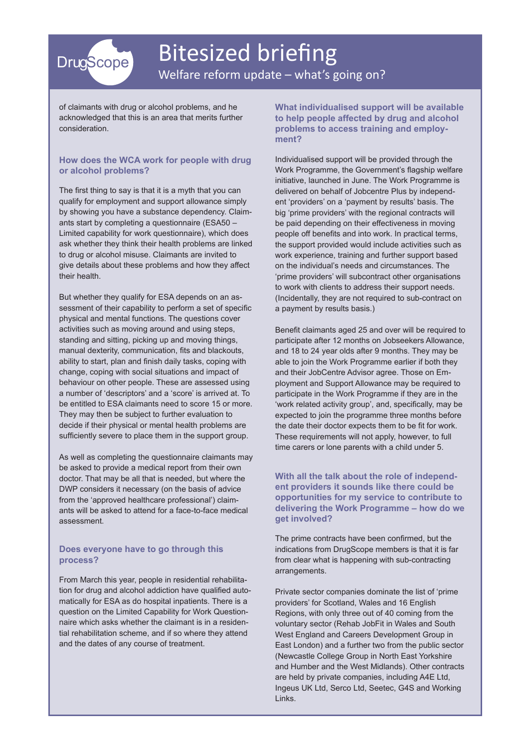of claimants with drug or alcohol problems, and he acknowledged that this is an area that merits further consideration.

### How does the WCA work for people with drug or alcohol problems?

The first thing to say is that it is a myth that you can qualify for employment and support allowance simply by showing you have a substance dependency. Claimants start by completing a questionnaire (ESA50 – Limited capability for work questionnaire), which does ask whether they think their health problems are linked to drug or alcohol misuse. Claimants are invited to give details about these problems and how they affect their health.

But whether they qualify for ESA depends on an assessment of their capability to perform a set of specific physical and mental functions. The questions cover activities such as moving around and using steps, standing and sitting, picking up and moving things, manual dexterity, communication, fits and blackouts, ability to start, plan and finish daily tasks, coping with change, coping with social situations and impact of behaviour on other people. These are assessed using a number of 'descriptors' and a 'score' is arrived at. To be entitled to ESA claimants need to score 15 or more. They may then be subject to further evaluation to decide if their physical or mental health problems are sufficiently severe to place them in the support group.

As well as completing the questionnaire claimants may be asked to provide a medical report from their own doctor. That may be all that is needed, but where the DWP considers it necessary (on the basis of advice from the 'approved healthcare professional') claimants will be asked to attend for a face-to-face medical assessment.

### Does everyone have to go through this process?

From March this year, people in residential rehabilitation for drug and alcohol addiction have qualified automatically for ESA as do hospital inpatients. There is a question on the Limited Capability for Work Questionnaire which asks whether the claimant is in a residential rehabilitation scheme, and if so where they attend and the dates of any course of treatment.

### What individualised support will be available to help people affected by drug and alcohol problems to access training and employment?

Individualised support will be provided through the Work Programme, the Government's flagship welfare initiative, launched in June. The Work Programme is delivered on behalf of Jobcentre Plus by independent 'providers' on a 'payment by results' basis. The big 'prime providers' with the regional contracts will be paid depending on their effectiveness in moving people off benefits and into work. In practical terms, the support provided would include activities such as work experience, training and further support based on the individual's needs and circumstances. The 'prime providers' will subcontract other organisations to work with clients to address their support needs. (Incidentally, they are not required to sub-contract on a payment by results basis.)

Benefit claimants aged 25 and over will be required to participate after 12 months on Jobseekers Allowance, and 18 to 24 year olds after 9 months. They may be able to join the Work Programme earlier if both they and their JobCentre Advisor agree. Those on Employment and Support Allowance may be required to participate in the Work Programme if they are in the 'work related activity group', and, specifically, may be expected to join the programme three months before the date their doctor expects them to be fit for work. These requirements will not apply, however, to full time carers or lone parents with a child under 5.

### With all the talk about the role of independent providers it sounds like there could be opportunities for my service to contribute to delivering the Work Programme – how do we get involved?

The prime contracts have been confirmed, but the indications from DrugScope members is that it is far from clear what is happening with sub-contracting arrangements.

Private sector companies dominate the list of 'prime providers' for Scotland, Wales and 16 English Regions, with only three out of 40 coming from the voluntary sector (Rehab JobFit in Wales and South West England and Careers Development Group in East London) and a further two from the public sector (Newcastle College Group in North East Yorkshire and Humber and the West Midlands). Other contracts are held by private companies, including A4E Ltd, Ingeus UK Ltd, Serco Ltd, Seetec, G4S and Working Links.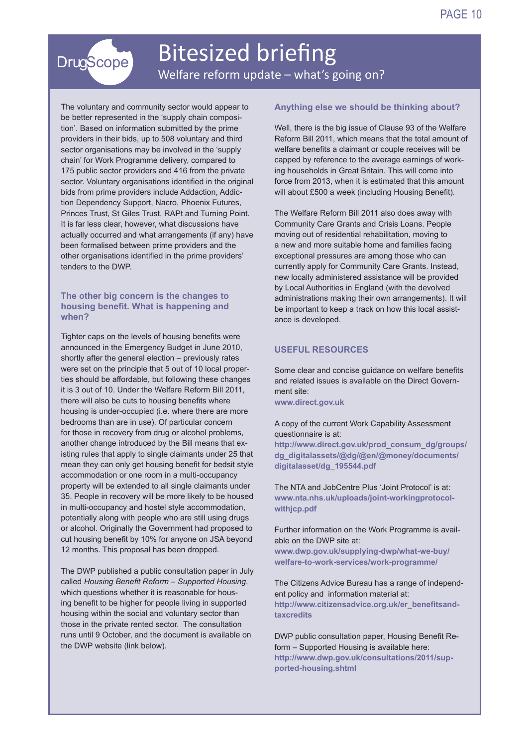# Bitesized briefing

## Welfare reform update – what's going on?

The voluntary and community sector would appear to be better represented in the 'supply chain composition'. Based on information submitted by the prime providers in their bids, up to 508 voluntary and third sector organisations may be involved in the 'supply chain' for Work Programme delivery, compared to 175 public sector providers and 416 from the private sector. Voluntary organisations identified in the original bids from prime providers include Addaction, Addiction Dependency Support, Nacro, Phoenix Futures, Princes Trust, St Giles Trust, RAPt and Turning Point. It is far less clear, however, what discussions have actually occurred and what arrangements (if any) have been formalised between prime providers and the other organisations identified in the prime providers' tenders to the DWP.

### The other big concern is the changes to housing benefit. What is happening and when?

Tighter caps on the levels of housing benefits were announced in the Emergency Budget in June 2010, shortly after the general election – previously rates were set on the principle that 5 out of 10 local properties should be affordable, but following these changes it is 3 out of 10. Under the Welfare Reform Bill 2011, there will also be cuts to housing benefits where housing is under-occupied (i.e. where there are more bedrooms than are in use). Of particular concern for those in recovery from drug or alcohol problems, another change introduced by the Bill means that existing rules that apply to single claimants under 25 that mean they can only get housing benefit for bedsit style accommodation or one room in a multi-occupancy property will be extended to all single claimants under 35. People in recovery will be more likely to be housed in multi-occupancy and hostel style accommodation, potentially along with people who are still using drugs or alcohol. Originally the Government had proposed to cut housing benefit by 10% for anyone on JSA beyond 12 months. This proposal has been dropped.

The DWP published a public consultation paper in July called *Housing Benefit Reform – Supported Housing*, which questions whether it is reasonable for housing benefit to be higher for people living in supported housing within the social and voluntary sector than those in the private rented sector. The consultation runs until 9 October, and the document is available on the DWP website (link below).

### Anything else we should be thinking about?

Well, there is the big issue of Clause 93 of the Welfare Reform Bill 2011, which means that the total amount of welfare benefits a claimant or couple receives will be capped by reference to the average earnings of working households in Great Britain. This will come into force from 2013, when it is estimated that this amount will about £500 a week (including Housing Benefit).

The Welfare Reform Bill 2011 also does away with Community Care Grants and Crisis Loans. People moving out of residential rehabilitation, moving to a new and more suitable home and families facing exceptional pressures are among those who can currently apply for Community Care Grants. Instead, new locally administered assistance will be provided by Local Authorities in England (with the devolved administrations making their own arrangements). It will be important to keep a track on how this local assistance is developed.

### USEFUL RESOURCES

Some clear and concise guidance on welfare benefits and related issues is available on the Direct Government site:
**www.direct.gov.uk**

A copy of the current Work Capability Assessment questionnaire is at:
**http://www.direct.gov.uk/prod_consum_dg/groups/dg_digitalassets/@dg/@en/@money/documents/digitalasset/dg_195544.pdf**

The NTA and JobCentre Plus 'Joint Protocol' is at:
**www.nta.nhs.uk/uploads/joint-workingprotocol-withjcp.pdf**

Further information on the Work Programme is available on the DWP site at:
**www.dwp.gov.uk/supplying-dwp/what-we-buy/welfare-to-work-services/work-programme/**

The Citizens Advice Bureau has a range of independent policy and information material at:
**http://www.citizensadvice.org.uk/er_benefitsandtaxcredits**

DWP public consultation paper, Housing Benefit Reform – Supported Housing is available here:
**http://www.dwp.gov.uk/consultations/2011/supported-housing.shtml**